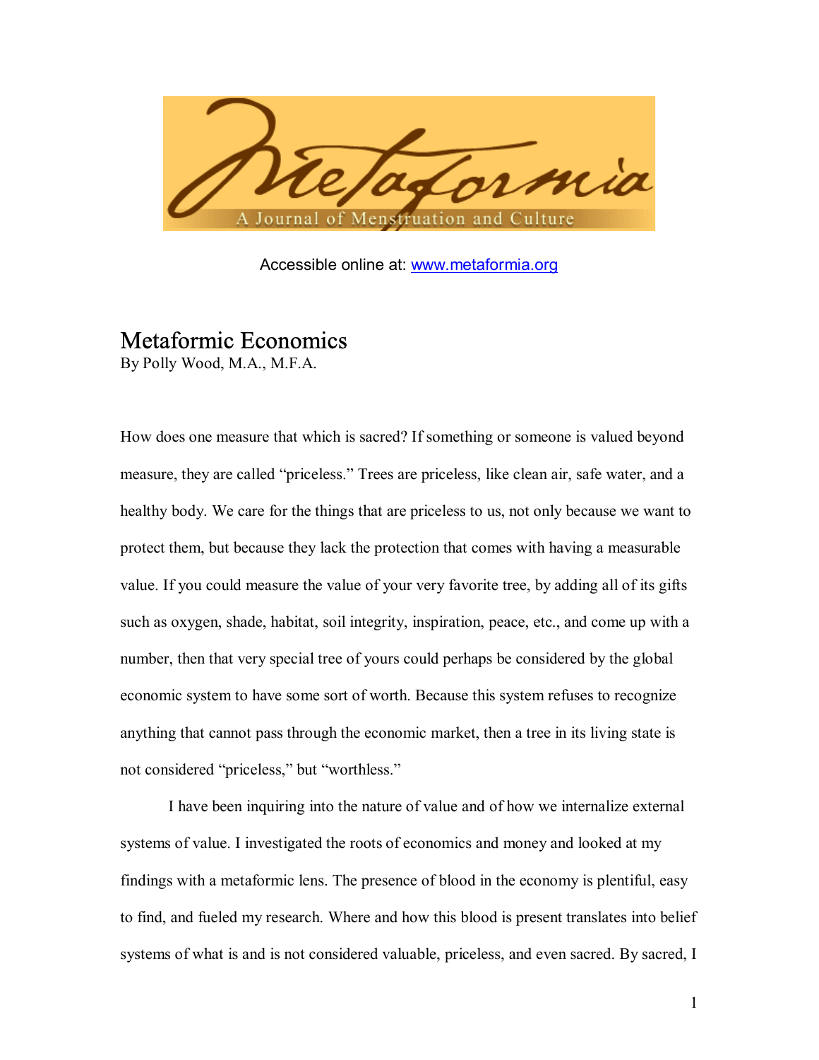# Metaformia

A Journal of Menstruation and Culture

Accessible online at: www.metaformia.org

## Metaformic Economics

By Polly Wood, M.A., M.F.A.

How does one measure that which is sacred? If something or someone is valued beyond measure, they are called "priceless." Trees are priceless, like clean air, safe water, and a healthy body. We care for the things that are priceless to us, not only because we want to protect them, but because they lack the protection that comes with having a measurable value. If you could measure the value of your very favorite tree, by adding all of its gifts such as oxygen, shade, habitat, soil integrity, inspiration, peace, etc., and come up with a number, then that very special tree of yours could perhaps be considered by the global economic system to have some sort of worth. Because this system refuses to recognize anything that cannot pass through the economic market, then a tree in its living state is not considered "priceless," but "worthless."

I have been inquiring into the nature of value and of how we internalize external systems of value. I investigated the roots of economics and money and looked at my findings with a metaformic lens. The presence of blood in the economy is plentiful, easy to find, and fueled my research. Where and how this blood is present translates into belief systems of what is and is not considered valuable, priceless, and even sacred. By sacred, I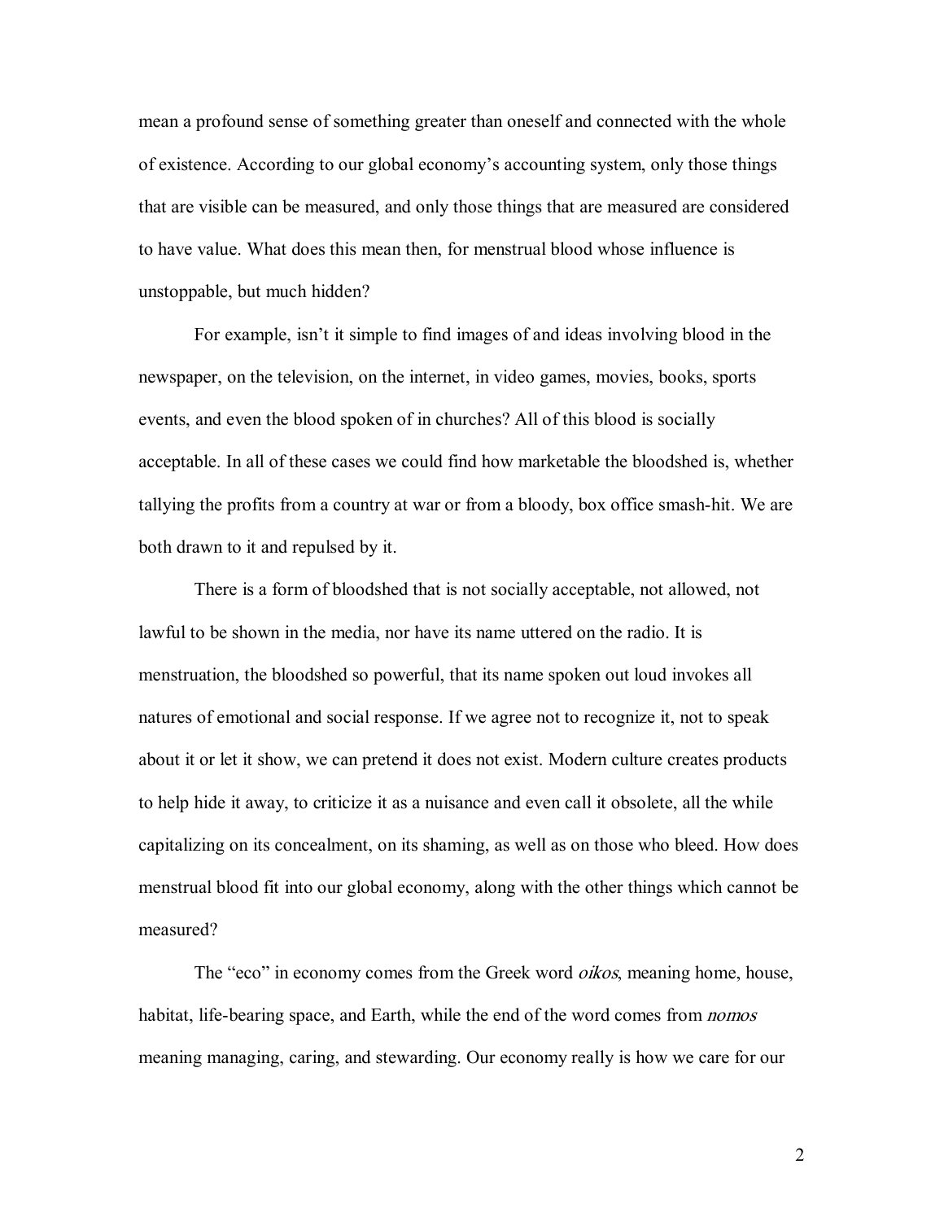mean a profound sense of something greater than oneself and connected with the whole of existence. According to our global economy's accounting system, only those things that are visible can be measured, and only those things that are measured are considered to have value. What does this mean then, for menstrual blood whose influence is unstoppable, but much hidden?

For example, isn't it simple to find images of and ideas involving blood in the newspaper, on the television, on the internet, in video games, movies, books, sports events, and even the blood spoken of in churches? All of this blood is socially acceptable. In all of these cases we could find how marketable the bloodshed is, whether tallying the profits from a country at war or from a bloody, box office smash-hit. We are both drawn to it and repulsed by it.

There is a form of bloodshed that is not socially acceptable, not allowed, not lawful to be shown in the media, nor have its name uttered on the radio. It is menstruation, the bloodshed so powerful, that its name spoken out loud invokes all natures of emotional and social response. If we agree not to recognize it, not to speak about it or let it show, we can pretend it does not exist. Modern culture creates products to help hide it away, to criticize it as a nuisance and even call it obsolete, all the while capitalizing on its concealment, on its shaming, as well as on those who bleed. How does menstrual blood fit into our global economy, along with the other things which cannot be measured?

The "eco" in economy comes from the Greek word *oikos*, meaning home, house, habitat, life-bearing space, and Earth, while the end of the word comes from *nomos* meaning managing, caring, and stewarding. Our economy really is how we care for our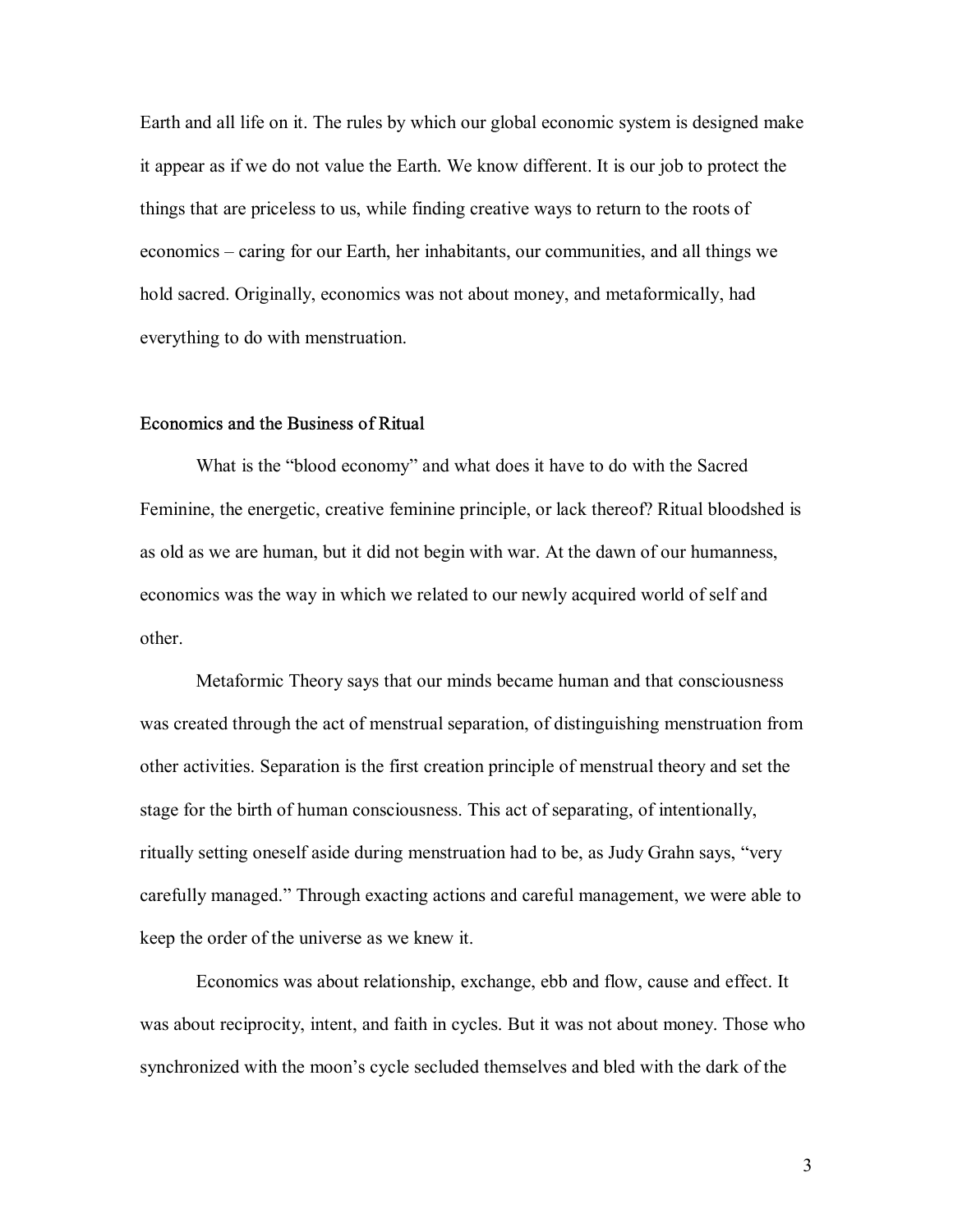Earth and all life on it. The rules by which our global economic system is designed make it appear as if we do not value the Earth. We know different. It is our job to protect the things that are priceless to us, while finding creative ways to return to the roots of economics – caring for our Earth, her inhabitants, our communities, and all things we hold sacred. Originally, economics was not about money, and metaformically, had everything to do with menstruation.

## Economics and the Business of Ritual

What is the "blood economy" and what does it have to do with the Sacred Feminine, the energetic, creative feminine principle, or lack thereof? Ritual bloodshed is as old as we are human, but it did not begin with war. At the dawn of our humanness, economics was the way in which we related to our newly acquired world of self and other.

Metaformic Theory says that our minds became human and that consciousness was created through the act of menstrual separation, of distinguishing menstruation from other activities. Separation is the first creation principle of menstrual theory and set the stage for the birth of human consciousness. This act of separating, of intentionally, ritually setting oneself aside during menstruation had to be, as Judy Grahn says, "very carefully managed." Through exacting actions and careful management, we were able to keep the order of the universe as we knew it.

Economics was about relationship, exchange, ebb and flow, cause and effect. It was about reciprocity, intent, and faith in cycles. But it was not about money. Those who synchronized with the moon's cycle secluded themselves and bled with the dark of the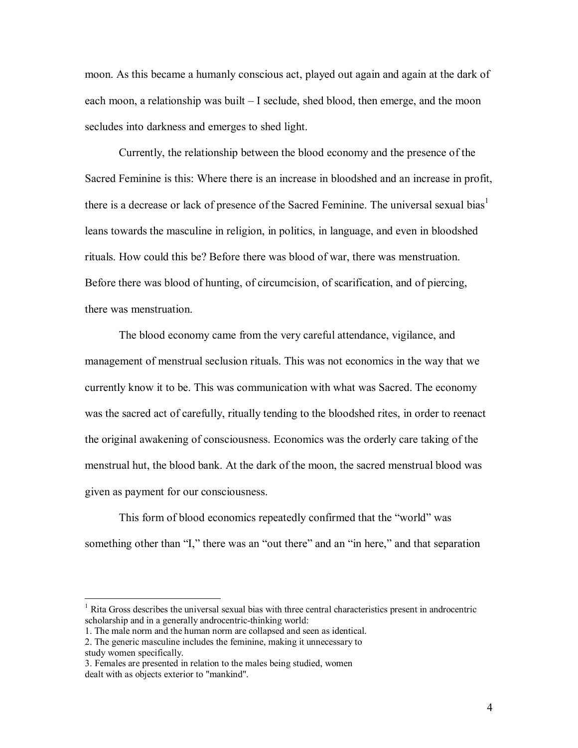moon. As this became a humanly conscious act, played out again and again at the dark of each moon, a relationship was built – I seclude, shed blood, then emerge, and the moon secludes into darkness and emerges to shed light.

Currently, the relationship between the blood economy and the presence of the Sacred Feminine is this: Where there is an increase in bloodshed and an increase in profit, there is a decrease or lack of presence of the Sacred Feminine. The universal sexual bias[1] leans towards the masculine in religion, in politics, in language, and even in bloodshed rituals. How could this be? Before there was blood of war, there was menstruation. Before there was blood of hunting, of circumcision, of scarification, and of piercing, there was menstruation.

The blood economy came from the very careful attendance, vigilance, and management of menstrual seclusion rituals. This was not economics in the way that we currently know it to be. This was communication with what was Sacred. The economy was the sacred act of carefully, ritually tending to the bloodshed rites, in order to reenact the original awakening of consciousness. Economics was the orderly care taking of the menstrual hut, the blood bank. At the dark of the moon, the sacred menstrual blood was given as payment for our consciousness.

This form of blood economics repeatedly confirmed that the "world" was something other than "I," there was an "out there" and an "in here," and that separation

---

[1] Rita Gross describes the universal sexual bias with three central characteristics present in androcentric scholarship and in a generally androcentric-thinking world:

1. The male norm and the human norm are collapsed and seen as identical.
2. The generic masculine includes the feminine, making it unnecessary to study women specifically.
3. Females are presented in relation to the males being studied, women dealt with as objects exterior to "mankind".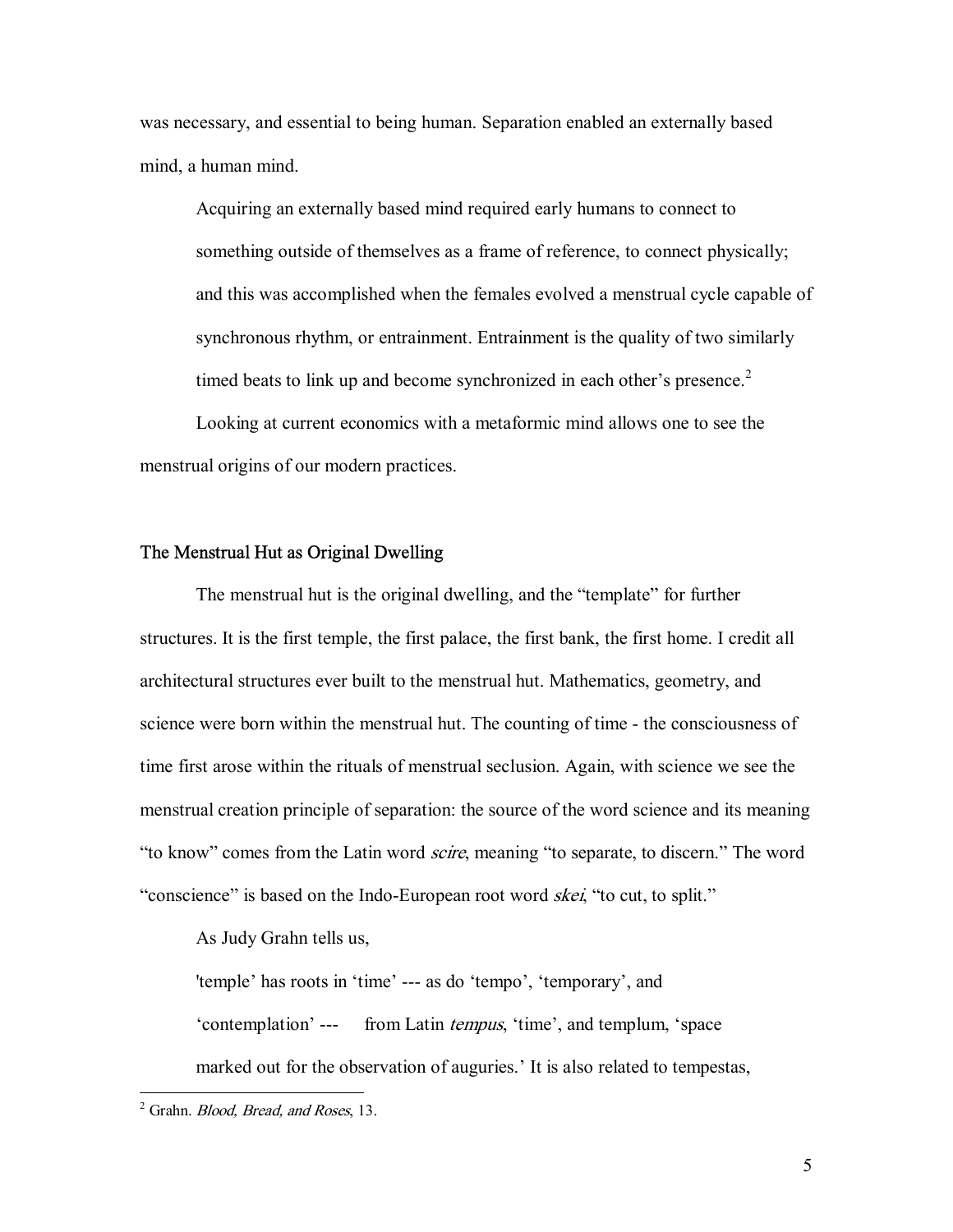was necessary, and essential to being human. Separation enabled an externally based mind, a human mind.

> Acquiring an externally based mind required early humans to connect to something outside of themselves as a frame of reference, to connect physically; and this was accomplished when the females evolved a menstrual cycle capable of synchronous rhythm, or entrainment. Entrainment is the quality of two similarly timed beats to link up and become synchronized in each other's presence.[2]

Looking at current economics with a metaformic mind allows one to see the menstrual origins of our modern practices.

## The Menstrual Hut as Original Dwelling

The menstrual hut is the original dwelling, and the "template" for further structures. It is the first temple, the first palace, the first bank, the first home. I credit all architectural structures ever built to the menstrual hut. Mathematics, geometry, and science were born within the menstrual hut. The counting of time - the consciousness of time first arose within the rituals of menstrual seclusion. Again, with science we see the menstrual creation principle of separation: the source of the word science and its meaning "to know" comes from the Latin word *scire*, meaning "to separate, to discern." The word "conscience" is based on the Indo-European root word *skei*, "to cut, to split."

As Judy Grahn tells us,

> 'temple' has roots in 'time' --- as do 'tempo', 'temporary', and 'contemplation' --- from Latin *tempus*, 'time', and templum, 'space marked out for the observation of auguries.' It is also related to tempestas,

[2] Grahn. *Blood, Bread, and Roses*, 13.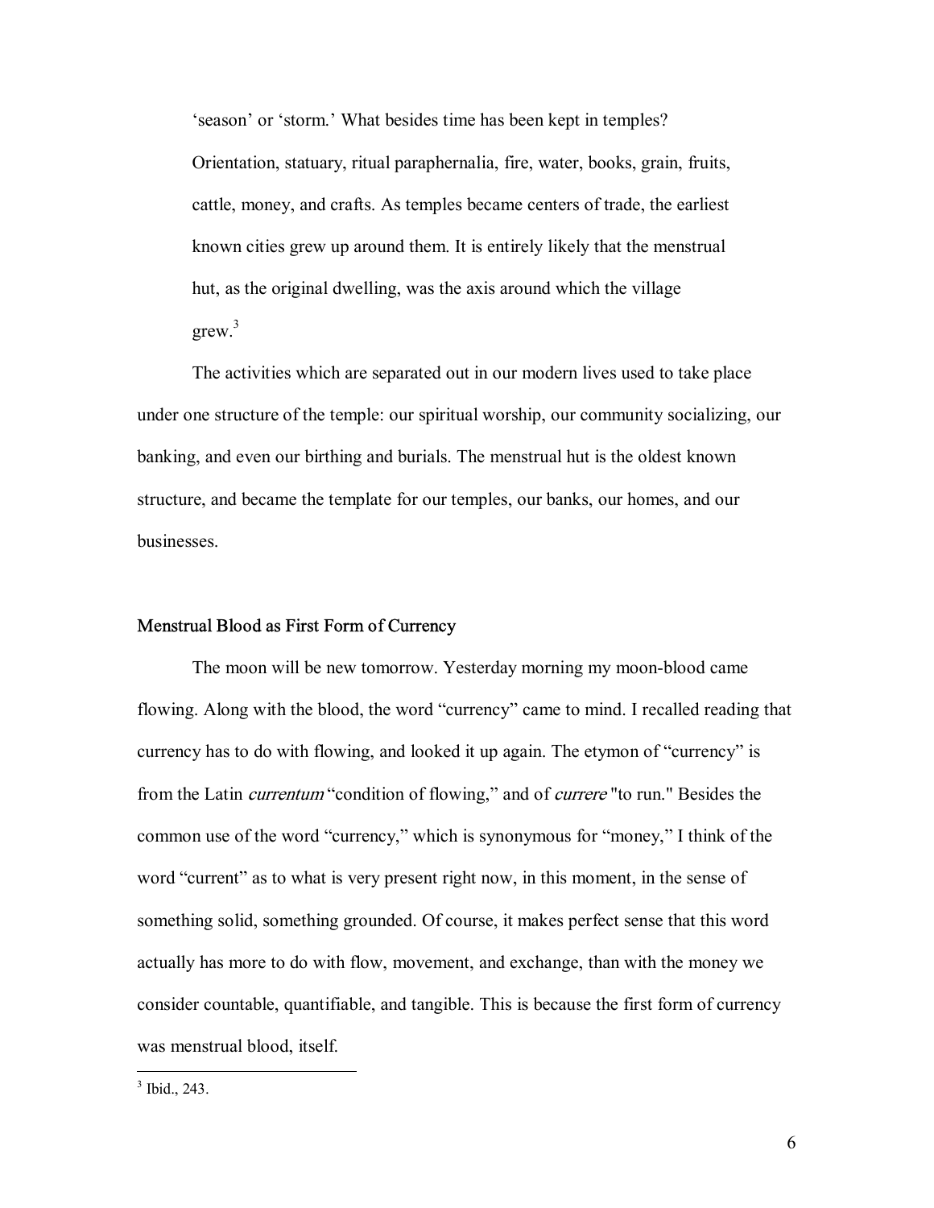> 'season' or 'storm.' What besides time has been kept in temples? Orientation, statuary, ritual paraphernalia, fire, water, books, grain, fruits, cattle, money, and crafts. As temples became centers of trade, the earliest known cities grew up around them. It is entirely likely that the menstrual hut, as the original dwelling, was the axis around which the village grew.[3]

The activities which are separated out in our modern lives used to take place under one structure of the temple: our spiritual worship, our community socializing, our banking, and even our birthing and burials. The menstrual hut is the oldest known structure, and became the template for our temples, our banks, our homes, and our businesses.

### Menstrual Blood as First Form of Currency

The moon will be new tomorrow. Yesterday morning my moon-blood came flowing. Along with the blood, the word "currency" came to mind. I recalled reading that currency has to do with flowing, and looked it up again. The etymon of "currency" is from the Latin *currentum* "condition of flowing," and of *currere* "to run." Besides the common use of the word "currency," which is synonymous for "money," I think of the word "current" as to what is very present right now, in this moment, in the sense of something solid, something grounded. Of course, it makes perfect sense that this word actually has more to do with flow, movement, and exchange, than with the money we consider countable, quantifiable, and tangible. This is because the first form of currency was menstrual blood, itself.

---

[3] Ibid., 243.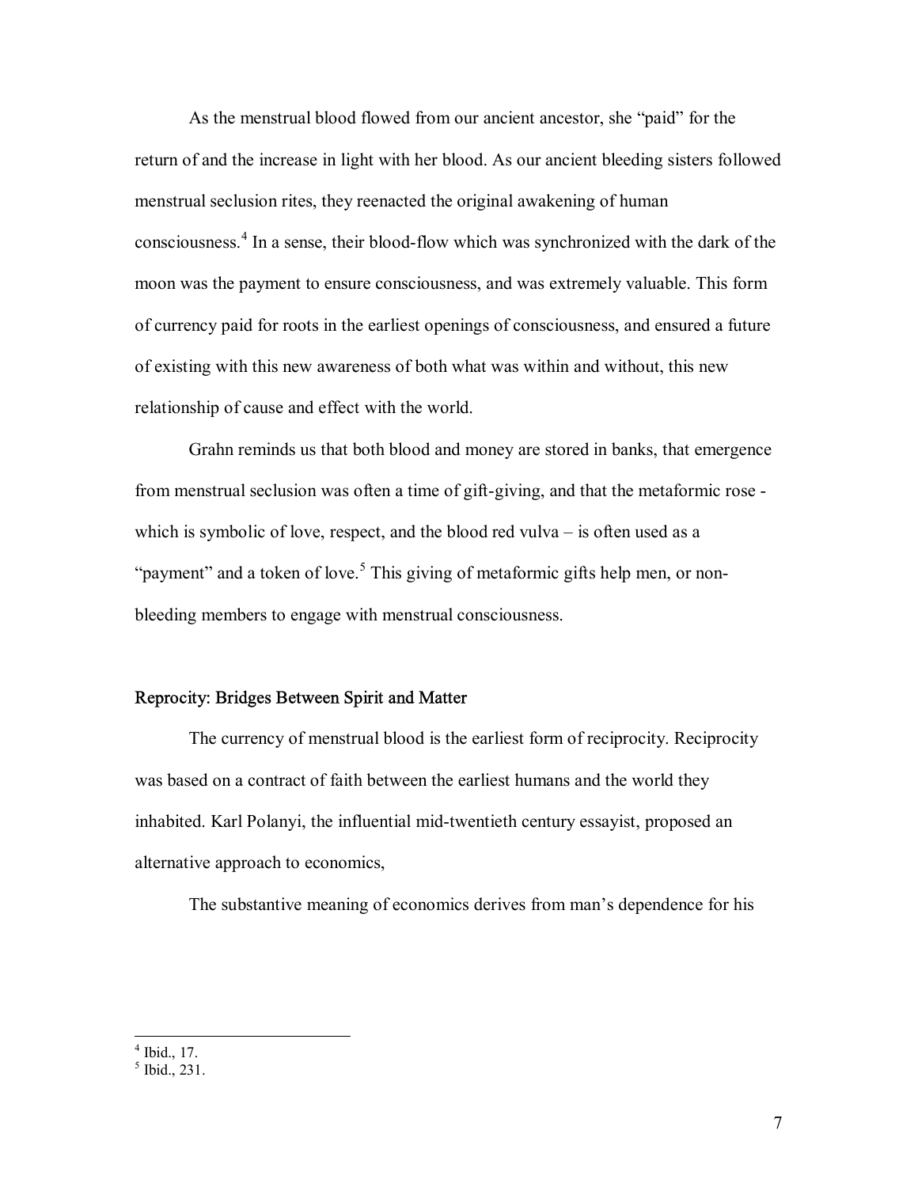As the menstrual blood flowed from our ancient ancestor, she "paid" for the return of and the increase in light with her blood. As our ancient bleeding sisters followed menstrual seclusion rites, they reenacted the original awakening of human consciousness.[4] In a sense, their blood-flow which was synchronized with the dark of the moon was the payment to ensure consciousness, and was extremely valuable. This form of currency paid for roots in the earliest openings of consciousness, and ensured a future of existing with this new awareness of both what was within and without, this new relationship of cause and effect with the world.

Grahn reminds us that both blood and money are stored in banks, that emergence from menstrual seclusion was often a time of gift-giving, and that the metaformic rose - which is symbolic of love, respect, and the blood red vulva – is often used as a "payment" and a token of love.[5] This giving of metaformic gifts help men, or non-bleeding members to engage with menstrual consciousness.

## Reprocity: Bridges Between Spirit and Matter

The currency of menstrual blood is the earliest form of reciprocity. Reciprocity was based on a contract of faith between the earliest humans and the world they inhabited. Karl Polanyi, the influential mid-twentieth century essayist, proposed an alternative approach to economics,

The substantive meaning of economics derives from man's dependence for his

[4] Ibid., 17.

[5] Ibid., 231.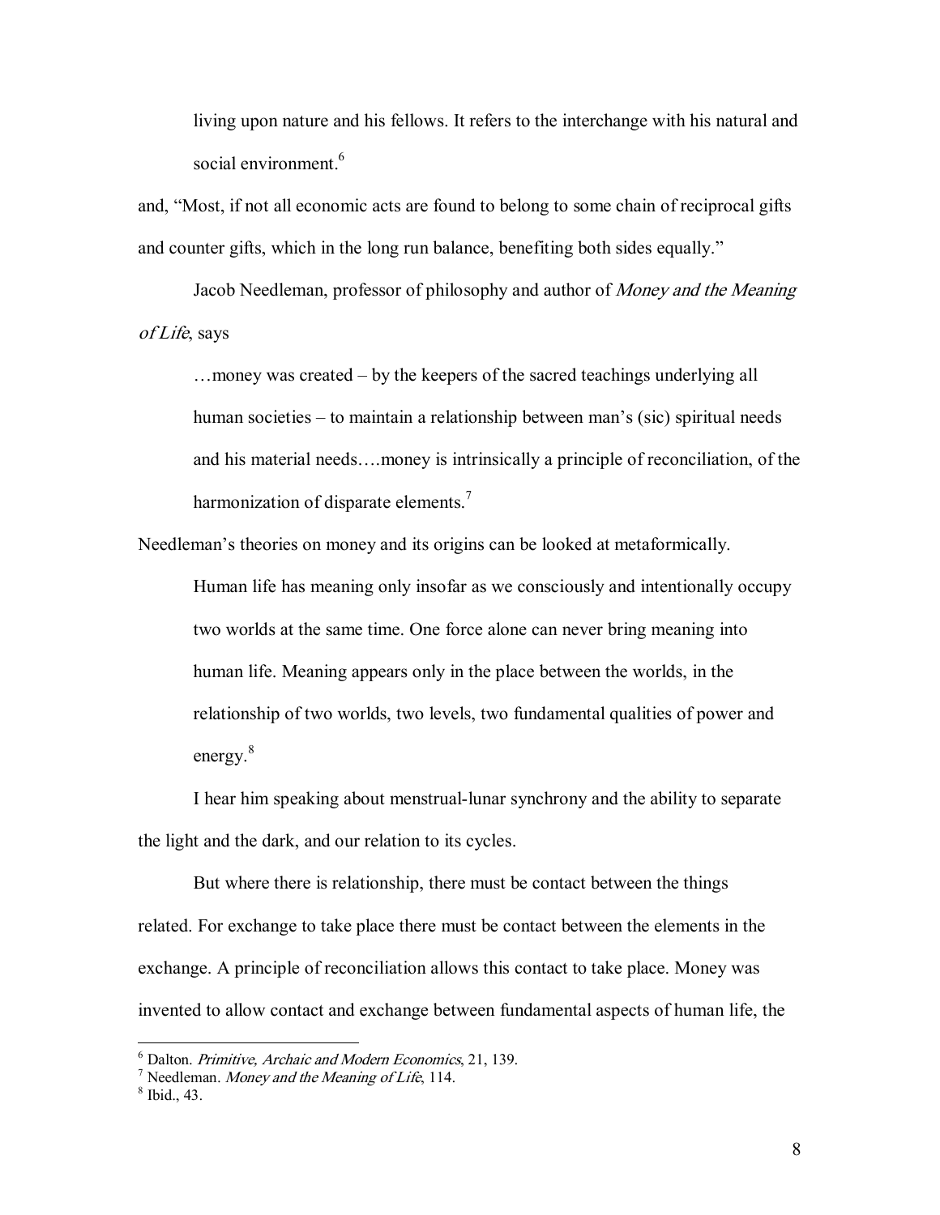> living upon nature and his fellows. It refers to the interchange with his natural and social environment.[6]

and, "Most, if not all economic acts are found to belong to some chain of reciprocal gifts and counter gifts, which in the long run balance, benefiting both sides equally."

Jacob Needleman, professor of philosophy and author of *Money and the Meaning of Life*, says

> …money was created – by the keepers of the sacred teachings underlying all human societies – to maintain a relationship between man's (sic) spiritual needs and his material needs….money is intrinsically a principle of reconciliation, of the harmonization of disparate elements.[7]

Needleman's theories on money and its origins can be looked at metaformically.

> Human life has meaning only insofar as we consciously and intentionally occupy two worlds at the same time. One force alone can never bring meaning into human life. Meaning appears only in the place between the worlds, in the relationship of two worlds, two levels, two fundamental qualities of power and energy.[8]

I hear him speaking about menstrual-lunar synchrony and the ability to separate the light and the dark, and our relation to its cycles.

But where there is relationship, there must be contact between the things related. For exchange to take place there must be contact between the elements in the exchange. A principle of reconciliation allows this contact to take place. Money was invented to allow contact and exchange between fundamental aspects of human life, the

---

[6] Dalton. *Primitive, Archaic and Modern Economics*, 21, 139.

[7] Needleman. *Money and the Meaning of Life*, 114.

[8] Ibid., 43.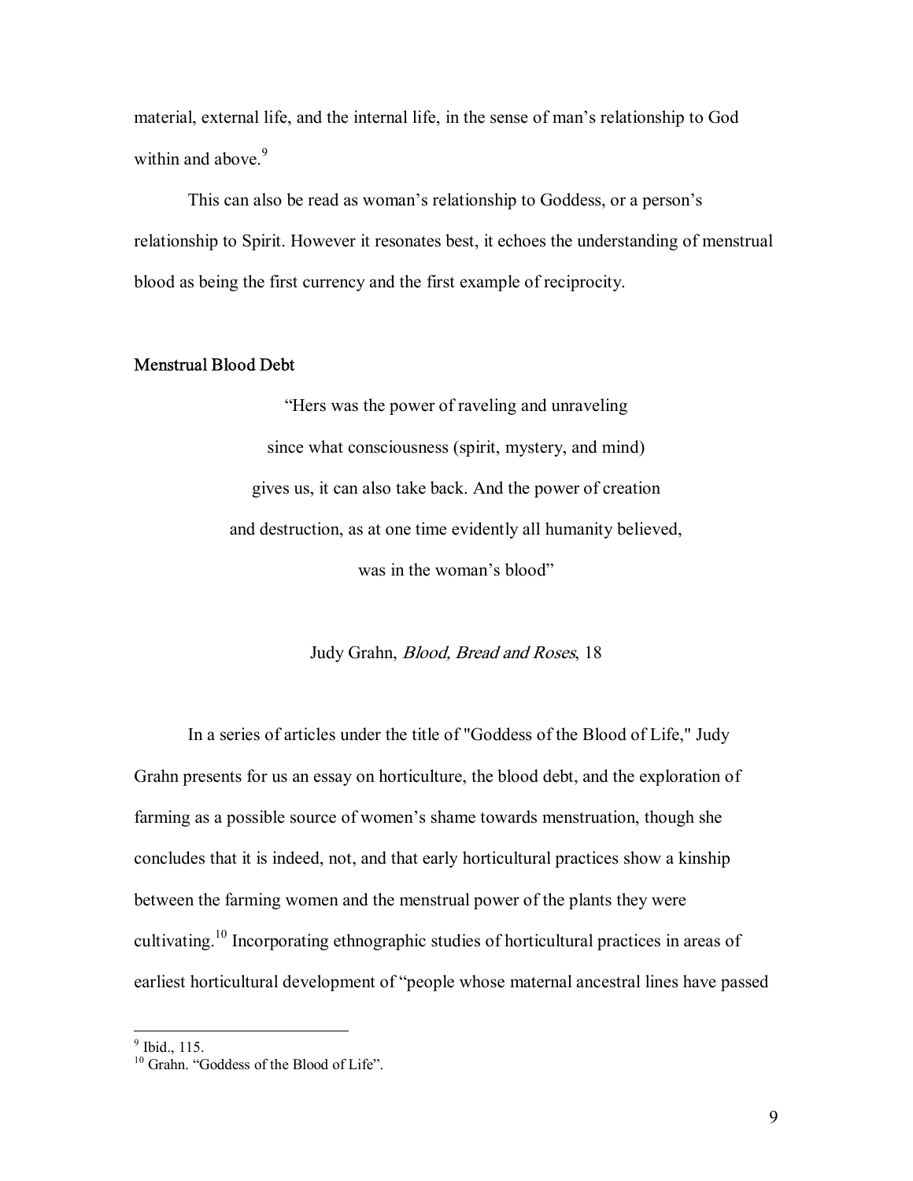material, external life, and the internal life, in the sense of man's relationship to God within and above.[9]

This can also be read as woman's relationship to Goddess, or a person's relationship to Spirit. However it resonates best, it echoes the understanding of menstrual blood as being the first currency and the first example of reciprocity.

## Menstrual Blood Debt

> "Hers was the power of raveling and unraveling
> since what consciousness (spirit, mystery, and mind)
> gives us, it can also take back. And the power of creation
> and destruction, as at one time evidently all humanity believed,
> was in the woman's blood"
>
> Judy Grahn, *Blood, Bread and Roses*, 18

In a series of articles under the title of "Goddess of the Blood of Life," Judy Grahn presents for us an essay on horticulture, the blood debt, and the exploration of farming as a possible source of women's shame towards menstruation, though she concludes that it is indeed, not, and that early horticultural practices show a kinship between the farming women and the menstrual power of the plants they were cultivating.[10] Incorporating ethnographic studies of horticultural practices in areas of earliest horticultural development of "people whose maternal ancestral lines have passed

---

[9] Ibid., 115.

[10] Grahn. "Goddess of the Blood of Life".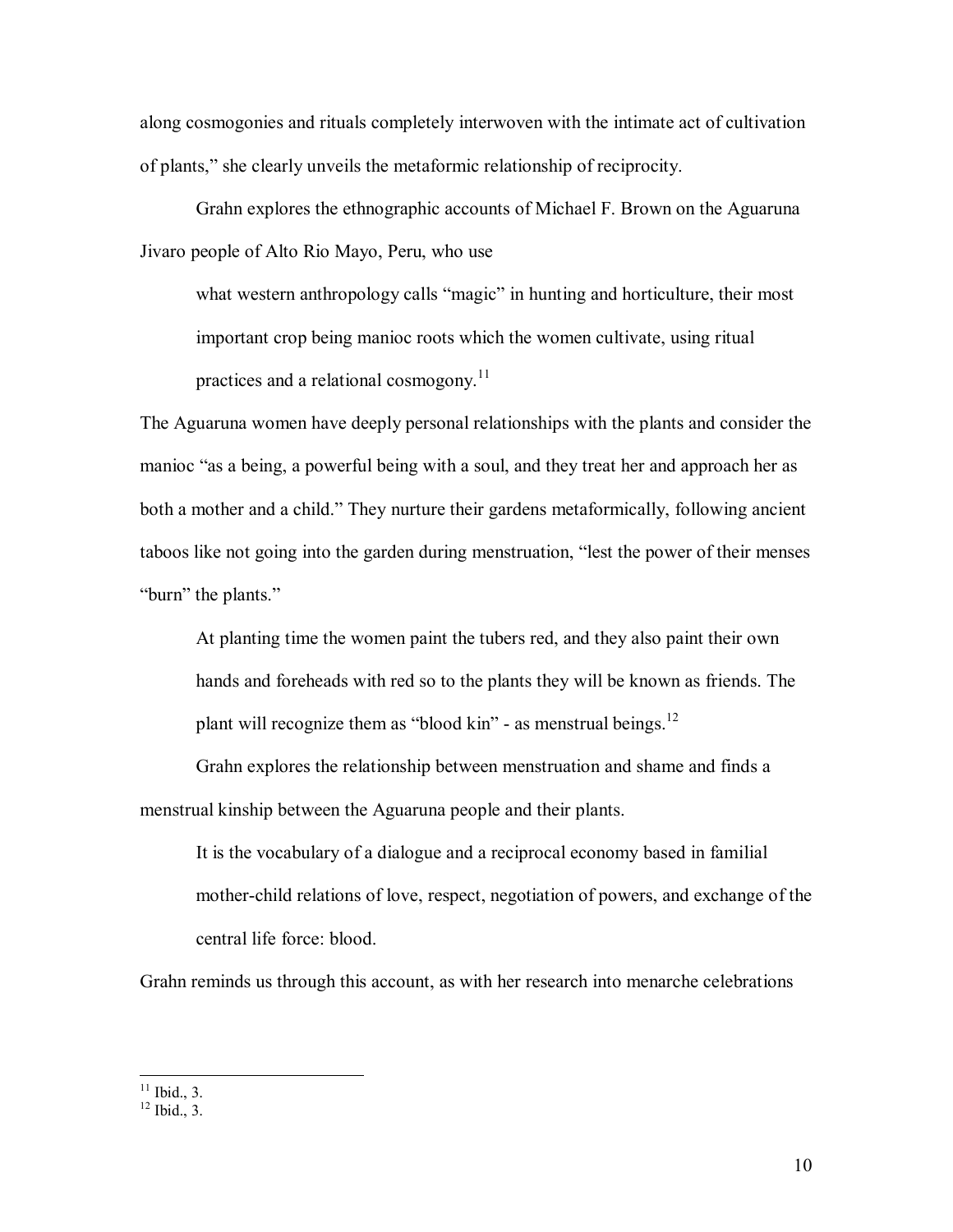along cosmogonies and rituals completely interwoven with the intimate act of cultivation of plants," she clearly unveils the metaformic relationship of reciprocity.

Grahn explores the ethnographic accounts of Michael F. Brown on the Aguaruna Jivaro people of Alto Rio Mayo, Peru, who use

> what western anthropology calls "magic" in hunting and horticulture, their most important crop being manioc roots which the women cultivate, using ritual practices and a relational cosmogony.[11]

The Aguaruna women have deeply personal relationships with the plants and consider the manioc "as a being, a powerful being with a soul, and they treat her and approach her as both a mother and a child." They nurture their gardens metaformically, following ancient taboos like not going into the garden during menstruation, "lest the power of their menses "burn" the plants."

> At planting time the women paint the tubers red, and they also paint their own hands and foreheads with red so to the plants they will be known as friends. The plant will recognize them as "blood kin" - as menstrual beings.[12]

Grahn explores the relationship between menstruation and shame and finds a menstrual kinship between the Aguaruna people and their plants.

> It is the vocabulary of a dialogue and a reciprocal economy based in familial mother-child relations of love, respect, negotiation of powers, and exchange of the central life force: blood.

Grahn reminds us through this account, as with her research into menarche celebrations

---

[11] Ibid., 3.

[12] Ibid., 3.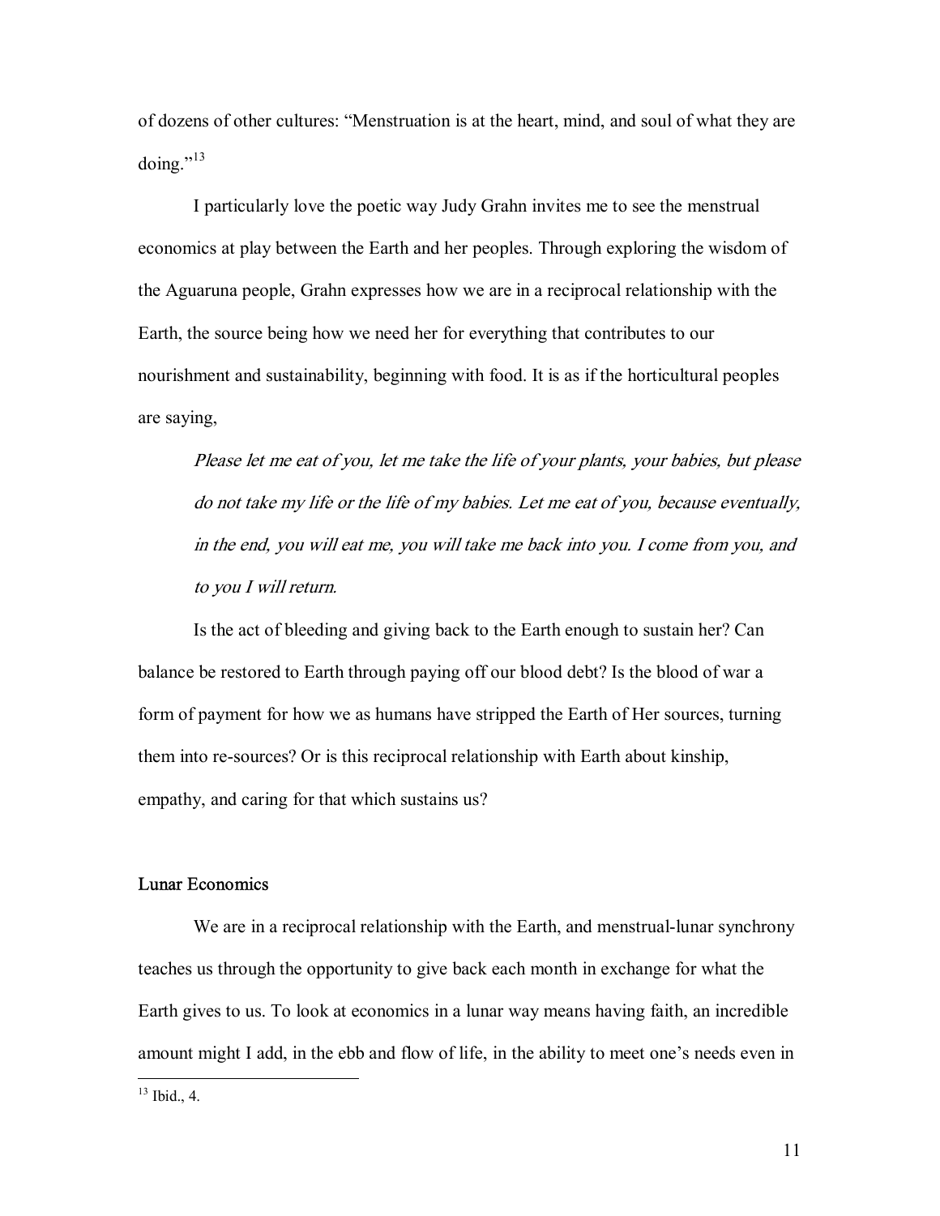of dozens of other cultures: "Menstruation is at the heart, mind, and soul of what they are doing."[13]

I particularly love the poetic way Judy Grahn invites me to see the menstrual economics at play between the Earth and her peoples. Through exploring the wisdom of the Aguaruna people, Grahn expresses how we are in a reciprocal relationship with the Earth, the source being how we need her for everything that contributes to our nourishment and sustainability, beginning with food. It is as if the horticultural peoples are saying,

> *Please let me eat of you, let me take the life of your plants, your babies, but please do not take my life or the life of my babies. Let me eat of you, because eventually, in the end, you will eat me, you will take me back into you. I come from you, and to you I will return.*

Is the act of bleeding and giving back to the Earth enough to sustain her? Can balance be restored to Earth through paying off our blood debt? Is the blood of war a form of payment for how we as humans have stripped the Earth of Her sources, turning them into re-sources? Or is this reciprocal relationship with Earth about kinship, empathy, and caring for that which sustains us?

## Lunar Economics

We are in a reciprocal relationship with the Earth, and menstrual-lunar synchrony teaches us through the opportunity to give back each month in exchange for what the Earth gives to us. To look at economics in a lunar way means having faith, an incredible amount might I add, in the ebb and flow of life, in the ability to meet one's needs even in

[13] Ibid., 4.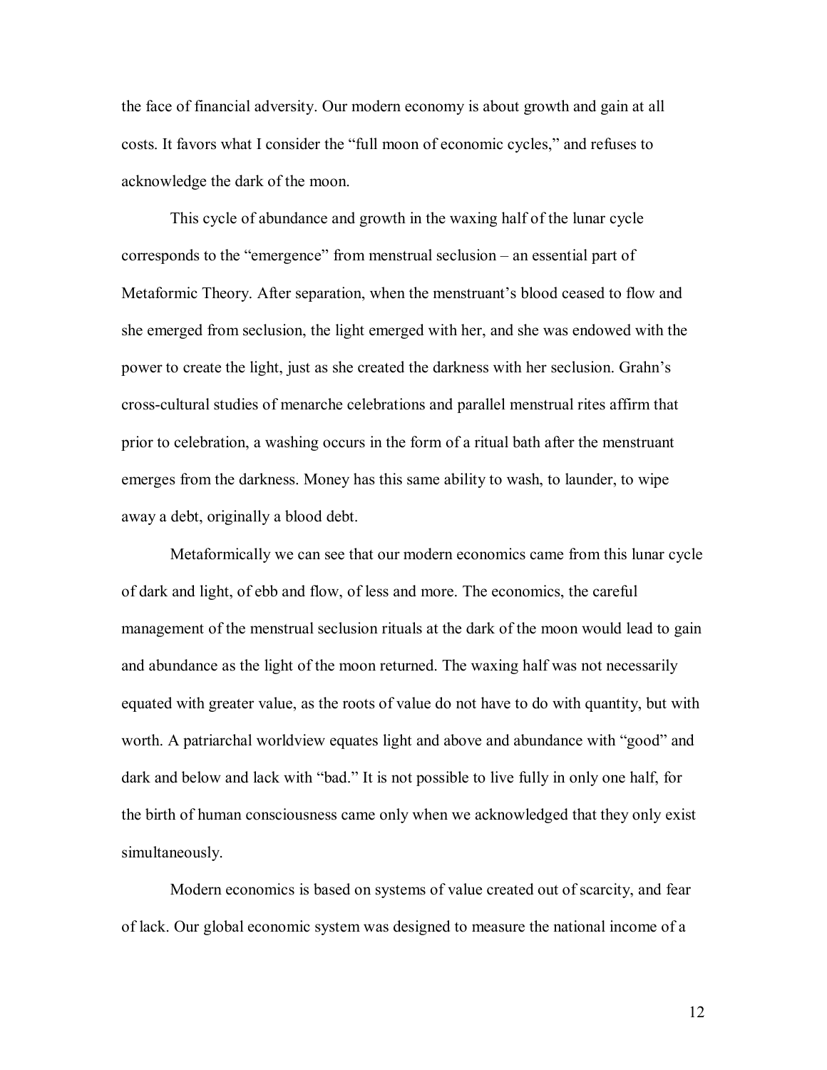the face of financial adversity. Our modern economy is about growth and gain at all costs. It favors what I consider the "full moon of economic cycles," and refuses to acknowledge the dark of the moon.

This cycle of abundance and growth in the waxing half of the lunar cycle corresponds to the "emergence" from menstrual seclusion – an essential part of Metaformic Theory. After separation, when the menstruant's blood ceased to flow and she emerged from seclusion, the light emerged with her, and she was endowed with the power to create the light, just as she created the darkness with her seclusion. Grahn's cross-cultural studies of menarche celebrations and parallel menstrual rites affirm that prior to celebration, a washing occurs in the form of a ritual bath after the menstruant emerges from the darkness. Money has this same ability to wash, to launder, to wipe away a debt, originally a blood debt.

Metaformically we can see that our modern economics came from this lunar cycle of dark and light, of ebb and flow, of less and more. The economics, the careful management of the menstrual seclusion rituals at the dark of the moon would lead to gain and abundance as the light of the moon returned. The waxing half was not necessarily equated with greater value, as the roots of value do not have to do with quantity, but with worth. A patriarchal worldview equates light and above and abundance with "good" and dark and below and lack with "bad." It is not possible to live fully in only one half, for the birth of human consciousness came only when we acknowledged that they only exist simultaneously.

Modern economics is based on systems of value created out of scarcity, and fear of lack. Our global economic system was designed to measure the national income of a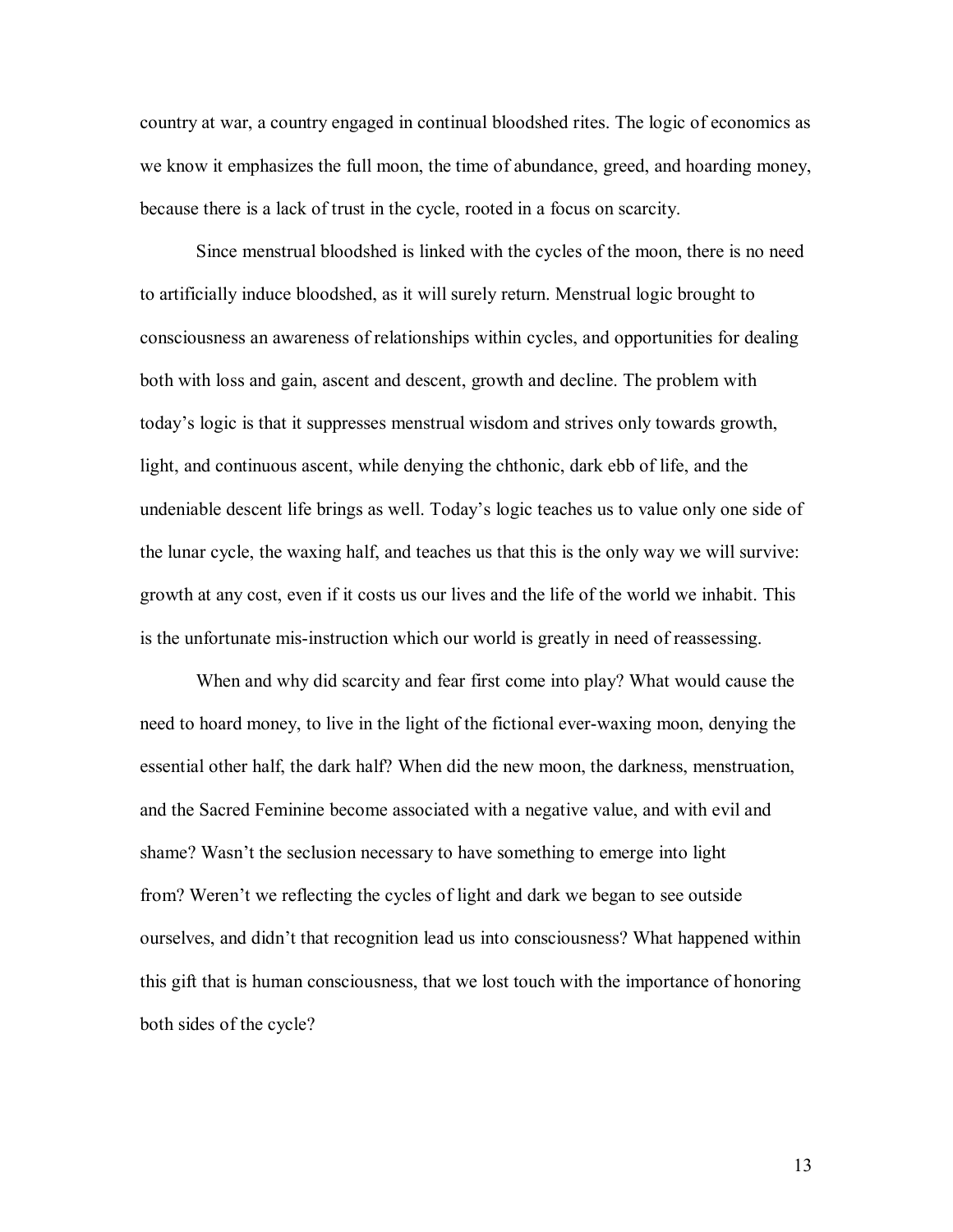country at war, a country engaged in continual bloodshed rites. The logic of economics as we know it emphasizes the full moon, the time of abundance, greed, and hoarding money, because there is a lack of trust in the cycle, rooted in a focus on scarcity.

Since menstrual bloodshed is linked with the cycles of the moon, there is no need to artificially induce bloodshed, as it will surely return. Menstrual logic brought to consciousness an awareness of relationships within cycles, and opportunities for dealing both with loss and gain, ascent and descent, growth and decline. The problem with today's logic is that it suppresses menstrual wisdom and strives only towards growth, light, and continuous ascent, while denying the chthonic, dark ebb of life, and the undeniable descent life brings as well. Today's logic teaches us to value only one side of the lunar cycle, the waxing half, and teaches us that this is the only way we will survive: growth at any cost, even if it costs us our lives and the life of the world we inhabit. This is the unfortunate mis-instruction which our world is greatly in need of reassessing.

When and why did scarcity and fear first come into play? What would cause the need to hoard money, to live in the light of the fictional ever-waxing moon, denying the essential other half, the dark half? When did the new moon, the darkness, menstruation, and the Sacred Feminine become associated with a negative value, and with evil and shame? Wasn't the seclusion necessary to have something to emerge into light from? Weren't we reflecting the cycles of light and dark we began to see outside ourselves, and didn't that recognition lead us into consciousness? What happened within this gift that is human consciousness, that we lost touch with the importance of honoring both sides of the cycle?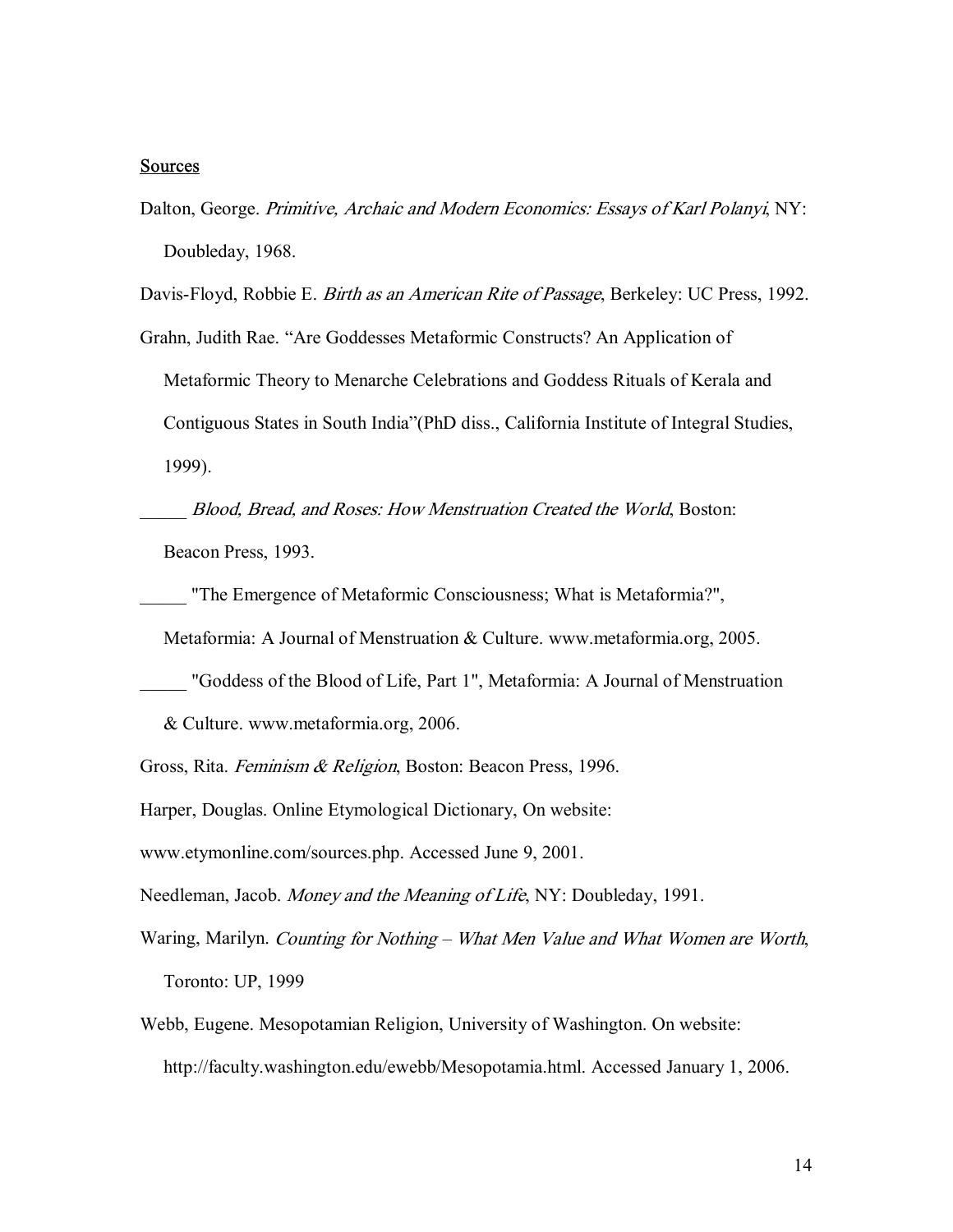Sources

Dalton, George. *Primitive, Archaic and Modern Economics: Essays of Karl Polanyi*, NY: Doubleday, 1968.

Davis-Floyd, Robbie E. *Birth as an American Rite of Passage*, Berkeley: UC Press, 1992.

Grahn, Judith Rae. "Are Goddesses Metaformic Constructs? An Application of Metaformic Theory to Menarche Celebrations and Goddess Rituals of Kerala and Contiguous States in South India"(PhD diss., California Institute of Integral Studies, 1999).

_____ *Blood, Bread, and Roses: How Menstruation Created the World*, Boston: Beacon Press, 1993.

_____ "The Emergence of Metaformic Consciousness; What is Metaformia?", Metaformia: A Journal of Menstruation & Culture. www.metaformia.org, 2005.

_____ "Goddess of the Blood of Life, Part 1", Metaformia: A Journal of Menstruation & Culture. www.metaformia.org, 2006.

Gross, Rita. *Feminism & Religion*, Boston: Beacon Press, 1996.

Harper, Douglas. Online Etymological Dictionary, On website:

www.etymonline.com/sources.php. Accessed June 9, 2001.

Needleman, Jacob. *Money and the Meaning of Life*, NY: Doubleday, 1991.

Waring, Marilyn. *Counting for Nothing – What Men Value and What Women are Worth*, Toronto: UP, 1999

Webb, Eugene. Mesopotamian Religion, University of Washington. On website: http://faculty.washington.edu/ewebb/Mesopotamia.html. Accessed January 1, 2006.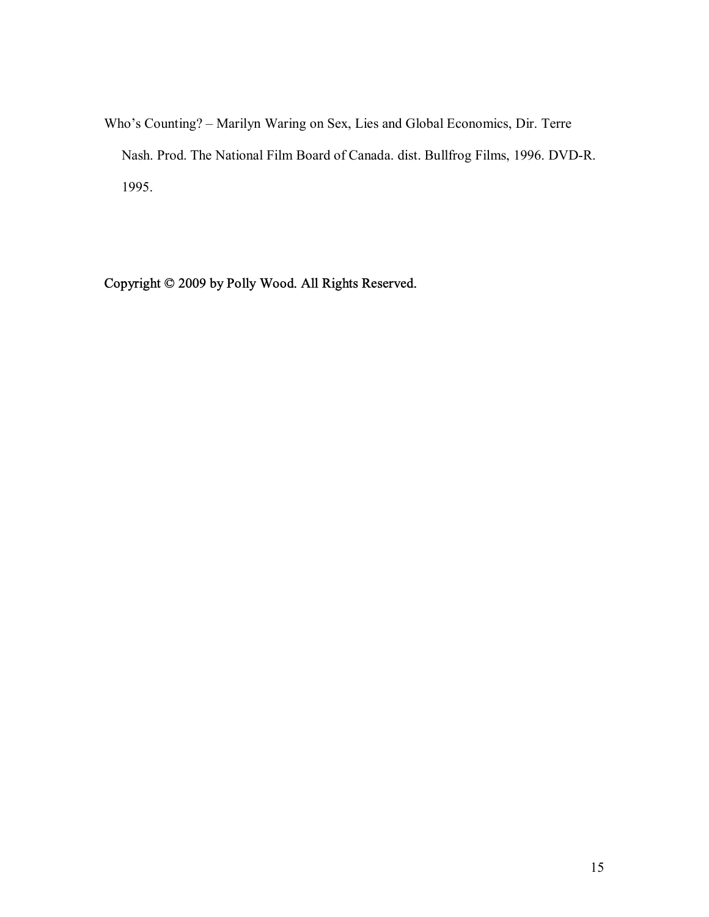Who's Counting? – Marilyn Waring on Sex, Lies and Global Economics, Dir. Terre Nash. Prod. The National Film Board of Canada. dist. Bullfrog Films, 1996. DVD-R. 1995.

Copyright © 2009 by Polly Wood. All Rights Reserved.